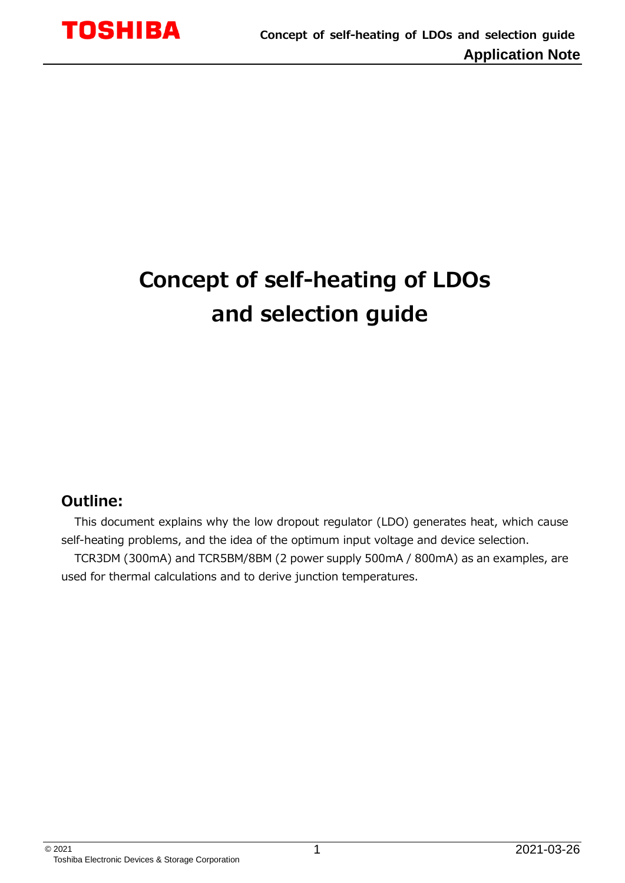# Concept of self-heating of LDOs and selection guide

## Outline:

This document explains why the low dropout regulator (LDO) generates heat, which cause self-heating problems, and the idea of the optimum input voltage and device selection.

TCR3DM (300mA) and TCR5BM/8BM (2 power supply 500mA / 800mA) as an examples, are used for thermal calculations and to derive junction temperatures.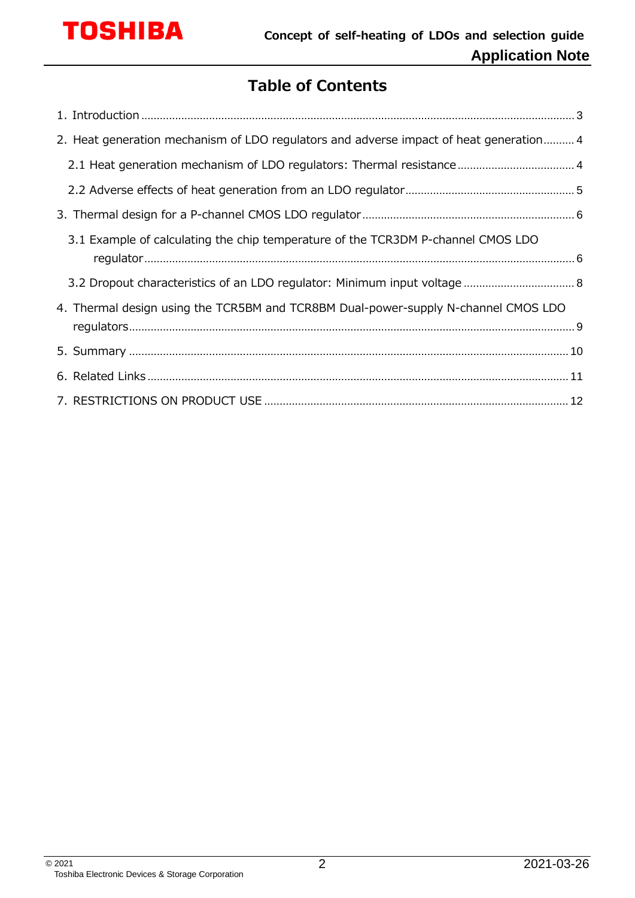# Table of Contents

1. Introduction ........ 3
2. Heat generation mechanism of LDO regulators and adverse impact of heat generation ........ 4
   - 2.1 Heat generation mechanism of LDO regulators: Thermal resistance ........ 4
   - 2.2 Adverse effects of heat generation from an LDO regulator ........ 5
3. Thermal design for a P-channel CMOS LDO regulator ........ 6
   - 3.1 Example of calculating the chip temperature of the TCR3DM P-channel CMOS LDO regulator ........ 6
   - 3.2 Dropout characteristics of an LDO regulator: Minimum input voltage ........ 8
4. Thermal design using the TCR5BM and TCR8BM Dual-power-supply N-channel CMOS LDO regulators ........ 9
5. Summary ........ 10
6. Related Links ........ 11
7. RESTRICTIONS ON PRODUCT USE ........ 12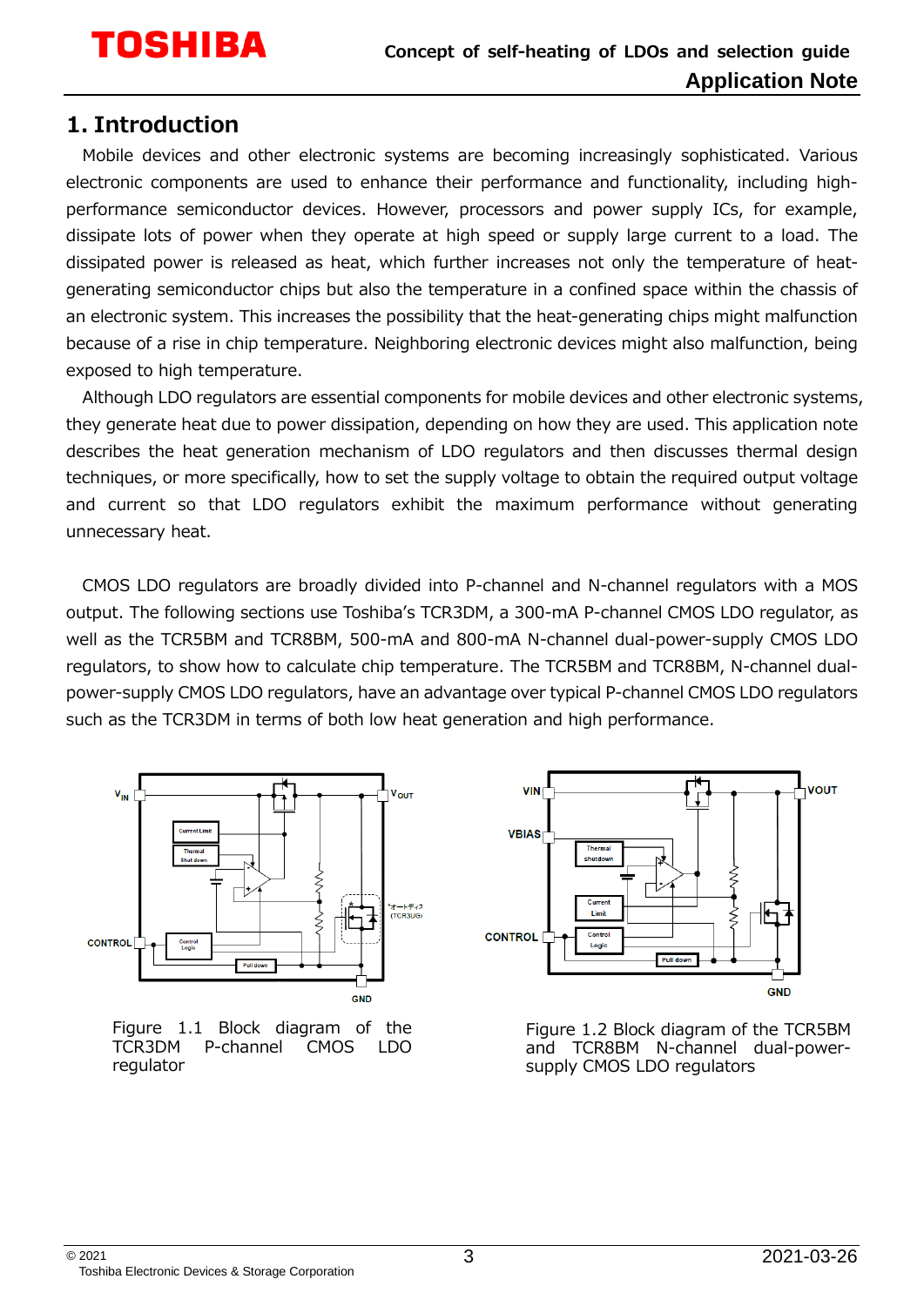# 1. Introduction

Mobile devices and other electronic systems are becoming increasingly sophisticated. Various electronic components are used to enhance their performance and functionality, including high-performance semiconductor devices. However, processors and power supply ICs, for example, dissipate lots of power when they operate at high speed or supply large current to a load. The dissipated power is released as heat, which further increases not only the temperature of heat-generating semiconductor chips but also the temperature in a confined space within the chassis of an electronic system. This increases the possibility that the heat-generating chips might malfunction because of a rise in chip temperature. Neighboring electronic devices might also malfunction, being exposed to high temperature.

Although LDO regulators are essential components for mobile devices and other electronic systems, they generate heat due to power dissipation, depending on how they are used. This application note describes the heat generation mechanism of LDO regulators and then discusses thermal design techniques, or more specifically, how to set the supply voltage to obtain the required output voltage and current so that LDO regulators exhibit the maximum performance without generating unnecessary heat.

CMOS LDO regulators are broadly divided into P-channel and N-channel regulators with a MOS output. The following sections use Toshiba's TCR3DM, a 300-mA P-channel CMOS LDO regulator, as well as the TCR5BM and TCR8BM, 500-mA and 800-mA N-channel dual-power-supply CMOS LDO regulators, to show how to calculate chip temperature. The TCR5BM and TCR8BM, N-channel dual-power-supply CMOS LDO regulators, have an advantage over typical P-channel CMOS LDO regulators such as the TCR3DM in terms of both low heat generation and high performance.

Figure 1.1 Block diagram of the TCR3DM P-channel CMOS LDO regulator

Figure 1.2 Block diagram of the TCR5BM and TCR8BM N-channel dual-power-supply CMOS LDO regulators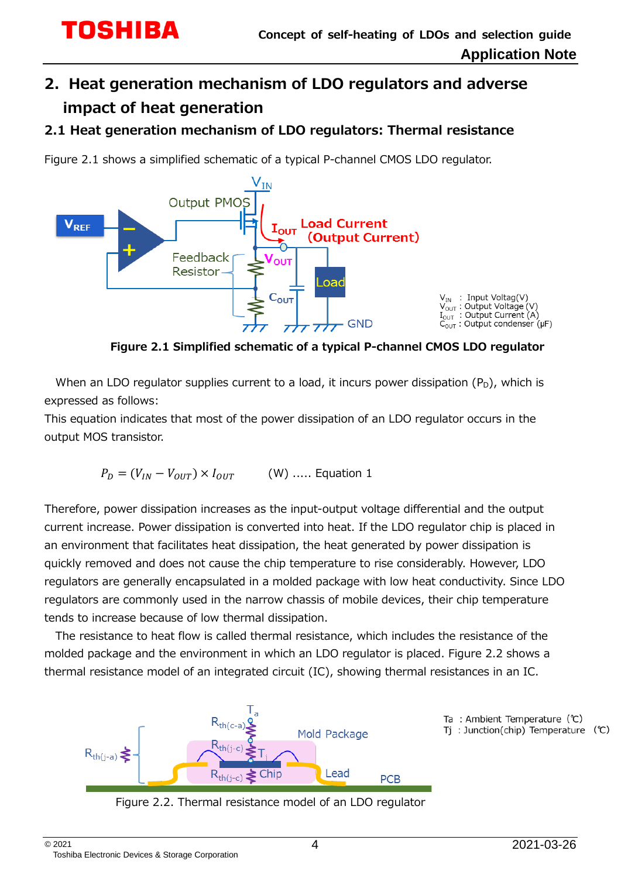## 2. Heat generation mechanism of LDO regulators and adverse impact of heat generation

### 2.1 Heat generation mechanism of LDO regulators: Thermal resistance

Figure 2.1 shows a simplified schematic of a typical P-channel CMOS LDO regulator.

**Figure 2.1 Simplified schematic of a typical P-channel CMOS LDO regulator**

When an LDO regulator supplies current to a load, it incurs power dissipation ($P_D$), which is expressed as follows:

This equation indicates that most of the power dissipation of an LDO regulator occurs in the output MOS transistor.

$$P_D = (V_{IN} - V_{OUT}) \times I_{OUT} \qquad \text{(W) ..... Equation 1}$$

Therefore, power dissipation increases as the input-output voltage differential and the output current increase. Power dissipation is converted into heat. If the LDO regulator chip is placed in an environment that facilitates heat dissipation, the heat generated by power dissipation is quickly removed and does not cause the chip temperature to rise considerably. However, LDO regulators are generally encapsulated in a molded package with low heat conductivity. Since LDO regulators are commonly used in the narrow chassis of mobile devices, their chip temperature tends to increase because of low thermal dissipation.

The resistance to heat flow is called thermal resistance, which includes the resistance of the molded package and the environment in which an LDO regulator is placed. Figure 2.2 shows a thermal resistance model of an integrated circuit (IC), showing thermal resistances in an IC.

Figure 2.2. Thermal resistance model of an LDO regulator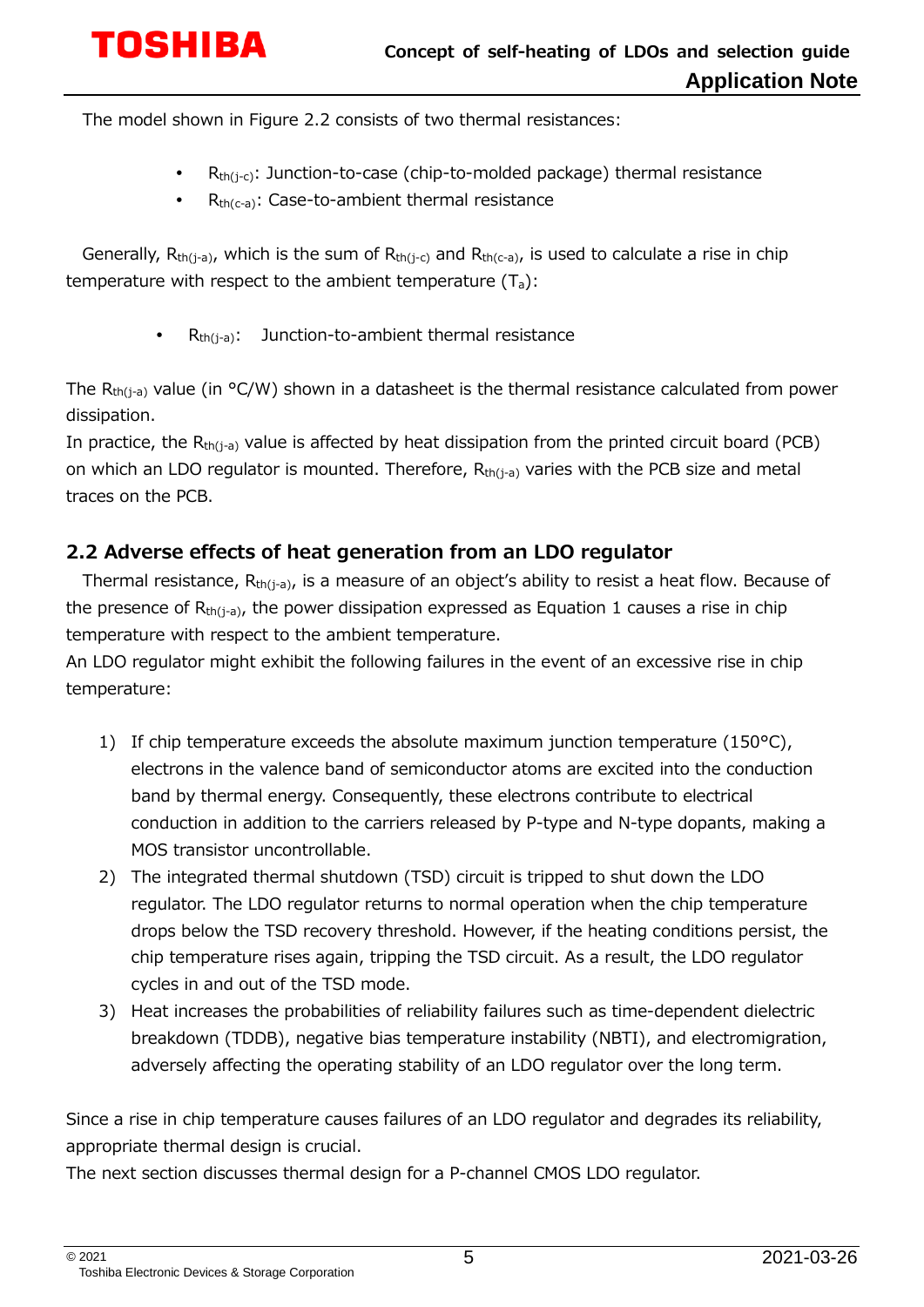The model shown in Figure 2.2 consists of two thermal resistances:

- $R_{th(j-c)}$: Junction-to-case (chip-to-molded package) thermal resistance
- $R_{th(c-a)}$: Case-to-ambient thermal resistance

Generally, $R_{th(j-a)}$, which is the sum of $R_{th(j-c)}$ and $R_{th(c-a)}$, is used to calculate a rise in chip temperature with respect to the ambient temperature ($T_a$):

- $R_{th(j-a)}$: Junction-to-ambient thermal resistance

The $R_{th(j-a)}$ value (in °C/W) shown in a datasheet is the thermal resistance calculated from power dissipation.
In practice, the $R_{th(j-a)}$ value is affected by heat dissipation from the printed circuit board (PCB) on which an LDO regulator is mounted. Therefore, $R_{th(j-a)}$ varies with the PCB size and metal traces on the PCB.

## 2.2 Adverse effects of heat generation from an LDO regulator

Thermal resistance, $R_{th(j-a)}$, is a measure of an object's ability to resist a heat flow. Because of the presence of $R_{th(j-a)}$, the power dissipation expressed as Equation 1 causes a rise in chip temperature with respect to the ambient temperature.
An LDO regulator might exhibit the following failures in the event of an excessive rise in chip temperature:

1) If chip temperature exceeds the absolute maximum junction temperature (150°C), electrons in the valence band of semiconductor atoms are excited into the conduction band by thermal energy. Consequently, these electrons contribute to electrical conduction in addition to the carriers released by P-type and N-type dopants, making a MOS transistor uncontrollable.
2) The integrated thermal shutdown (TSD) circuit is tripped to shut down the LDO regulator. The LDO regulator returns to normal operation when the chip temperature drops below the TSD recovery threshold. However, if the heating conditions persist, the chip temperature rises again, tripping the TSD circuit. As a result, the LDO regulator cycles in and out of the TSD mode.
3) Heat increases the probabilities of reliability failures such as time-dependent dielectric breakdown (TDDB), negative bias temperature instability (NBTI), and electromigration, adversely affecting the operating stability of an LDO regulator over the long term.

Since a rise in chip temperature causes failures of an LDO regulator and degrades its reliability, appropriate thermal design is crucial.
The next section discusses thermal design for a P-channel CMOS LDO regulator.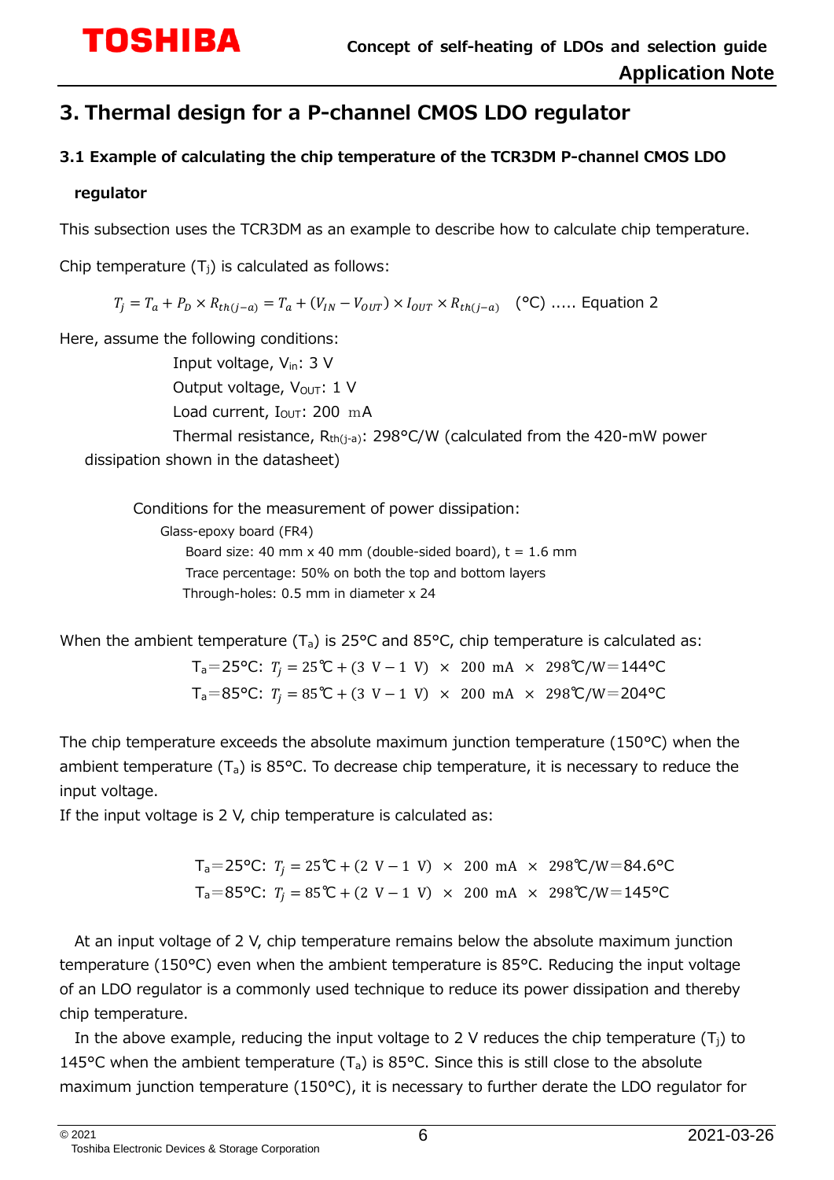## 3. Thermal design for a P-channel CMOS LDO regulator

### 3.1 Example of calculating the chip temperature of the TCR3DM P-channel CMOS LDO regulator

This subsection uses the TCR3DM as an example to describe how to calculate chip temperature.

Chip temperature ($T_j$) is calculated as follows:

$$T_j = T_a + P_D \times R_{th(j-a)} = T_a + (V_{IN} - V_{OUT}) \times I_{OUT} \times R_{th(j-a)} \quad (°C) \text{ ..... Equation 2}$$

Here, assume the following conditions:

Input voltage, $V_{in}$: 3 V

Output voltage, $V_{OUT}$: 1 V

Load current, $I_{OUT}$: 200 mA

Thermal resistance, $R_{th(j-a)}$: 298°C/W (calculated from the 420-mW power dissipation shown in the datasheet)

Conditions for the measurement of power dissipation:

Glass-epoxy board (FR4)

Board size: 40 mm x 40 mm (double-sided board), t = 1.6 mm

Trace percentage: 50% on both the top and bottom layers

Through-holes: 0.5 mm in diameter x 24

When the ambient temperature ($T_a$) is 25°C and 85°C, chip temperature is calculated as:

$T_a$=25°C: $T_j = 25℃ + (3\ \text{V} - 1\ \text{V}) \times 200\ \text{mA} \times 298℃/\text{W} = 144°\text{C}$

$T_a$=85°C: $T_j = 85℃ + (3\ \text{V} - 1\ \text{V}) \times 200\ \text{mA} \times 298℃/\text{W} = 204°\text{C}$

The chip temperature exceeds the absolute maximum junction temperature (150°C) when the ambient temperature ($T_a$) is 85°C. To decrease chip temperature, it is necessary to reduce the input voltage.

If the input voltage is 2 V, chip temperature is calculated as:

$T_a$=25°C: $T_j = 25℃ + (2\ \text{V} - 1\ \text{V}) \times 200\ \text{mA} \times 298℃/\text{W} = 84.6°\text{C}$

$T_a$=85°C: $T_j = 85℃ + (2\ \text{V} - 1\ \text{V}) \times 200\ \text{mA} \times 298℃/\text{W} = 145°\text{C}$

At an input voltage of 2 V, chip temperature remains below the absolute maximum junction temperature (150°C) even when the ambient temperature is 85°C. Reducing the input voltage of an LDO regulator is a commonly used technique to reduce its power dissipation and thereby chip temperature.

In the above example, reducing the input voltage to 2 V reduces the chip temperature ($T_j$) to 145°C when the ambient temperature ($T_a$) is 85°C. Since this is still close to the absolute maximum junction temperature (150°C), it is necessary to further derate the LDO regulator for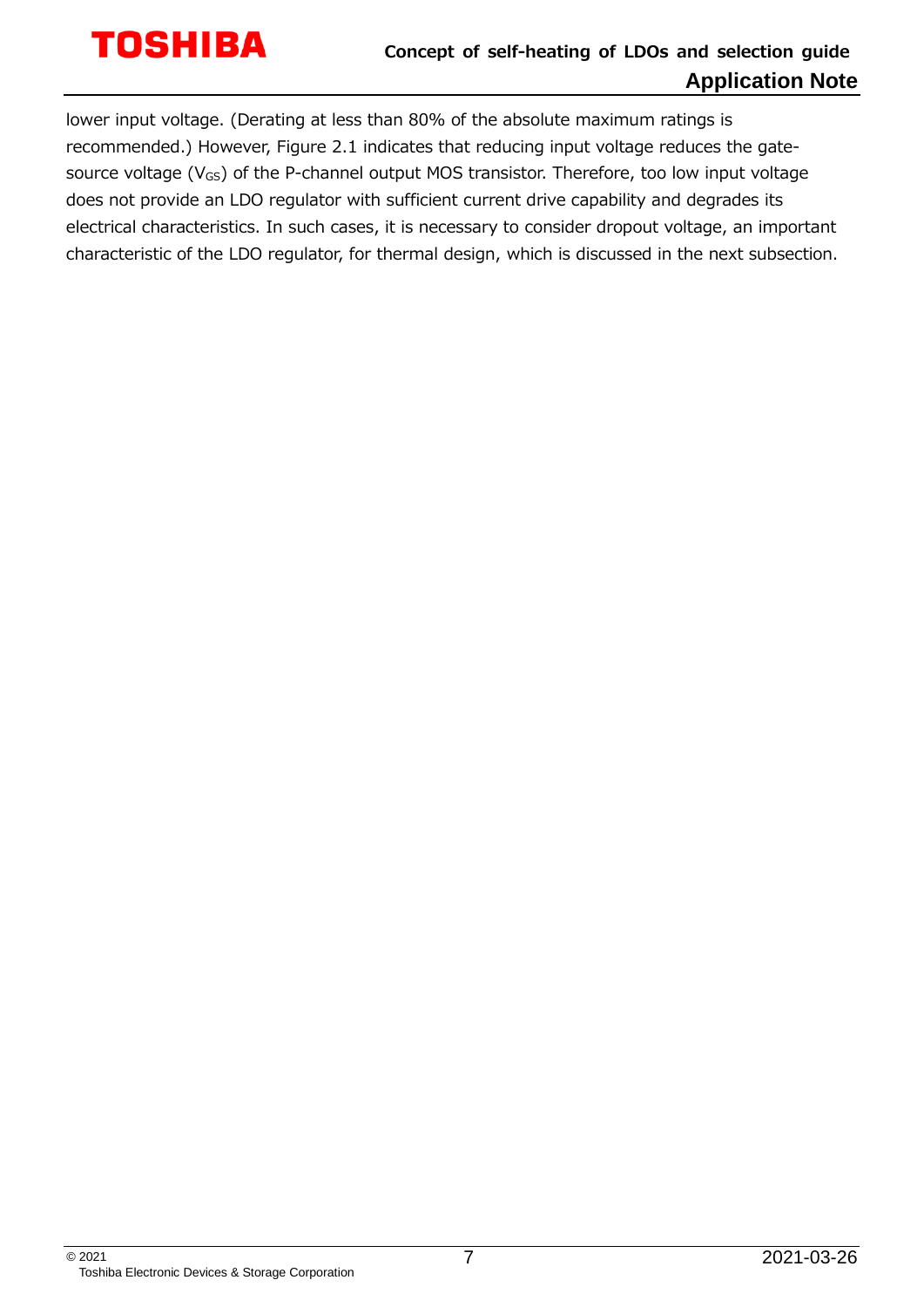lower input voltage. (Derating at less than 80% of the absolute maximum ratings is recommended.) However, Figure 2.1 indicates that reducing input voltage reduces the gate-source voltage ($V_{GS}$) of the P-channel output MOS transistor. Therefore, too low input voltage does not provide an LDO regulator with sufficient current drive capability and degrades its electrical characteristics. In such cases, it is necessary to consider dropout voltage, an important characteristic of the LDO regulator, for thermal design, which is discussed in the next subsection.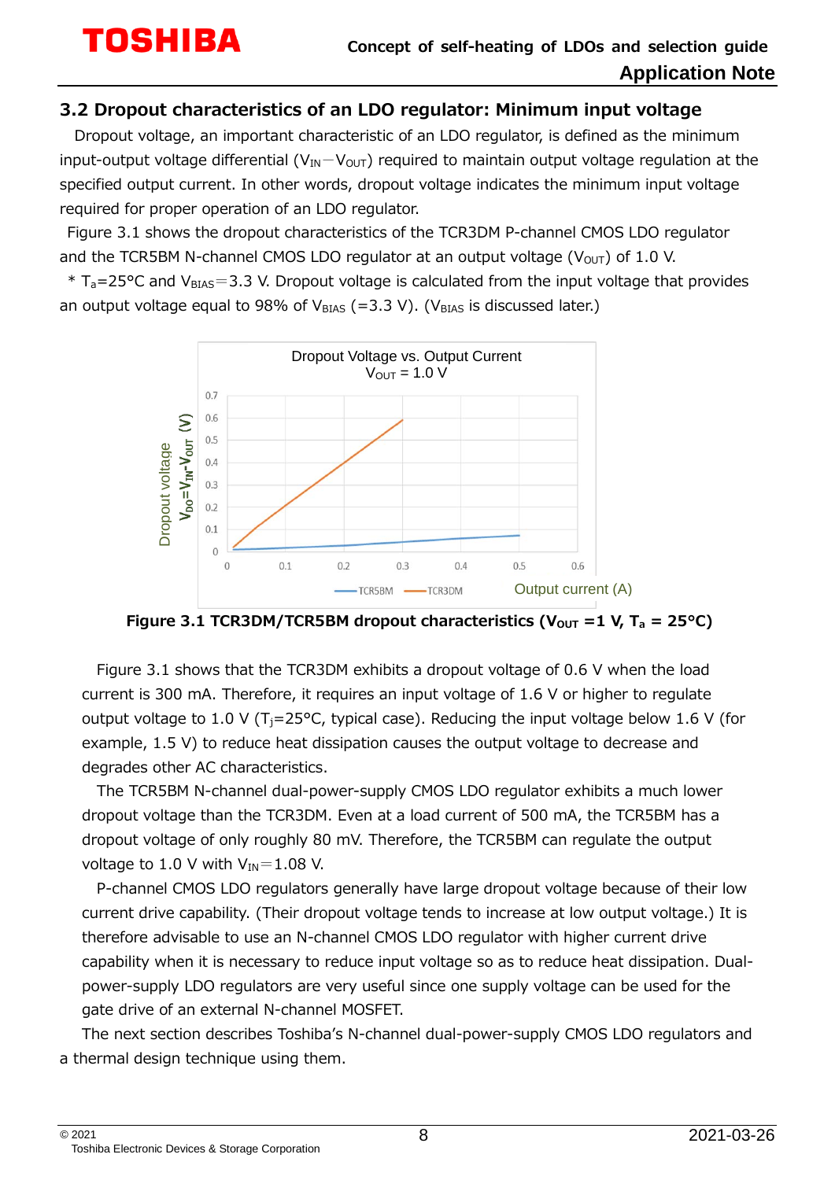## 3.2 Dropout characteristics of an LDO regulator: Minimum input voltage

Dropout voltage, an important characteristic of an LDO regulator, is defined as the minimum input-output voltage differential ($V_{IN}-V_{OUT}$) required to maintain output voltage regulation at the specified output current. In other words, dropout voltage indicates the minimum input voltage required for proper operation of an LDO regulator.

Figure 3.1 shows the dropout characteristics of the TCR3DM P-channel CMOS LDO regulator and the TCR5BM N-channel CMOS LDO regulator at an output voltage ($V_{OUT}$) of 1.0 V.

* $T_a$=25°C and $V_{BIAS}$=3.3 V. Dropout voltage is calculated from the input voltage that provides an output voltage equal to 98% of $V_{BIAS}$ (=3.3 V). ($V_{BIAS}$ is discussed later.)

**Figure 3.1 TCR3DM/TCR5BM dropout characteristics ($V_{OUT}$ =1 V, $T_a$ = 25°C)**

Figure 3.1 shows that the TCR3DM exhibits a dropout voltage of 0.6 V when the load current is 300 mA. Therefore, it requires an input voltage of 1.6 V or higher to regulate output voltage to 1.0 V ($T_j$=25°C, typical case). Reducing the input voltage below 1.6 V (for example, 1.5 V) to reduce heat dissipation causes the output voltage to decrease and degrades other AC characteristics.

The TCR5BM N-channel dual-power-supply CMOS LDO regulator exhibits a much lower dropout voltage than the TCR3DM. Even at a load current of 500 mA, the TCR5BM has a dropout voltage of only roughly 80 mV. Therefore, the TCR5BM can regulate the output voltage to 1.0 V with $V_{IN}$=1.08 V.

P-channel CMOS LDO regulators generally have large dropout voltage because of their low current drive capability. (Their dropout voltage tends to increase at low output voltage.) It is therefore advisable to use an N-channel CMOS LDO regulator with higher current drive capability when it is necessary to reduce input voltage so as to reduce heat dissipation. Dual-power-supply LDO regulators are very useful since one supply voltage can be used for the gate drive of an external N-channel MOSFET.

The next section describes Toshiba's N-channel dual-power-supply CMOS LDO regulators and a thermal design technique using them.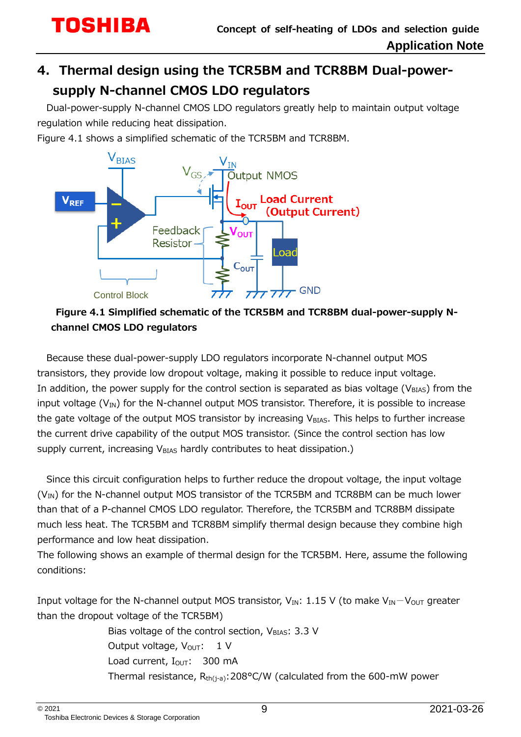## 4. Thermal design using the TCR5BM and TCR8BM Dual-power-supply N-channel CMOS LDO regulators

Dual-power-supply N-channel CMOS LDO regulators greatly help to maintain output voltage regulation while reducing heat dissipation.

Figure 4.1 shows a simplified schematic of the TCR5BM and TCR8BM.

**Figure 4.1 Simplified schematic of the TCR5BM and TCR8BM dual-power-supply N-channel CMOS LDO regulators**

Because these dual-power-supply LDO regulators incorporate N-channel output MOS transistors, they provide low dropout voltage, making it possible to reduce input voltage. In addition, the power supply for the control section is separated as bias voltage ($V_{BIAS}$) from the input voltage ($V_{IN}$) for the N-channel output MOS transistor. Therefore, it is possible to increase the gate voltage of the output MOS transistor by increasing $V_{BIAS}$. This helps to further increase the current drive capability of the output MOS transistor. (Since the control section has low supply current, increasing $V_{BIAS}$ hardly contributes to heat dissipation.)

Since this circuit configuration helps to further reduce the dropout voltage, the input voltage ($V_{IN}$) for the N-channel output MOS transistor of the TCR5BM and TCR8BM can be much lower than that of a P-channel CMOS LDO regulator. Therefore, the TCR5BM and TCR8BM dissipate much less heat. The TCR5BM and TCR8BM simplify thermal design because they combine high performance and low heat dissipation.

The following shows an example of thermal design for the TCR5BM. Here, assume the following conditions:

Input voltage for the N-channel output MOS transistor, $V_{IN}$: 1.15 V (to make $V_{IN} - V_{OUT}$ greater than the dropout voltage of the TCR5BM)

Bias voltage of the control section, $V_{BIAS}$: 3.3 V

Output voltage, $V_{OUT}$: 1 V

Load current, $I_{OUT}$: 300 mA

Thermal resistance, $R_{th(j\text{-}a)}$: 208°C/W (calculated from the 600-mW power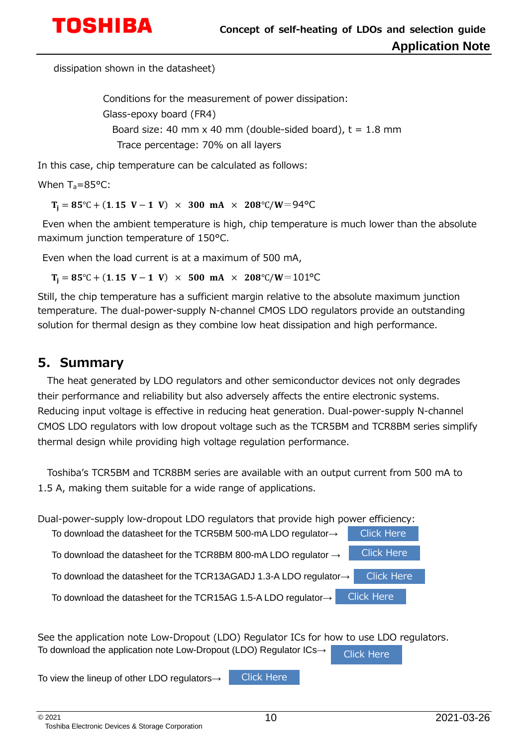dissipation shown in the datasheet)

Conditions for the measurement of power dissipation:
Glass-epoxy board (FR4)
Board size: 40 mm x 40 mm (double-sided board), t = 1.8 mm
Trace percentage: 70% on all layers

In this case, chip temperature can be calculated as follows:

When $T_a$=85°C:

$$T_j = 85℃ + (1.15\ V - 1\ V)\ \times\ 300\ mA\ \times\ 208℃/W = 94℃$$

Even when the ambient temperature is high, chip temperature is much lower than the absolute maximum junction temperature of 150°C.

Even when the load current is at a maximum of 500 mA,

$$T_j = 85℃ + (1.15\ V - 1\ V)\ \times\ 500\ mA\ \times\ 208℃/W = 101℃$$

Still, the chip temperature has a sufficient margin relative to the absolute maximum junction temperature. The dual-power-supply N-channel CMOS LDO regulators provide an outstanding solution for thermal design as they combine low heat dissipation and high performance.

## 5. Summary

The heat generated by LDO regulators and other semiconductor devices not only degrades their performance and reliability but also adversely affects the entire electronic systems. Reducing input voltage is effective in reducing heat generation. Dual-power-supply N-channel CMOS LDO regulators with low dropout voltage such as the TCR5BM and TCR8BM series simplify thermal design while providing high voltage regulation performance.

Toshiba's TCR5BM and TCR8BM series are available with an output current from 500 mA to 1.5 A, making them suitable for a wide range of applications.

Dual-power-supply low-dropout LDO regulators that provide high power efficiency:

To download the datasheet for the TCR5BM 500-mA LDO regulator→ Click Here

To download the datasheet for the TCR8BM 800-mA LDO regulator → Click Here

To download the datasheet for the TCR13AGADJ 1.3-A LDO regulator→ Click Here

To download the datasheet for the TCR15AG 1.5-A LDO regulator→ Click Here

See the application note Low-Dropout (LDO) Regulator ICs for how to use LDO regulators.
To download the application note Low-Dropout (LDO) Regulator ICs→ Click Here

To view the lineup of other LDO regulators→ Click Here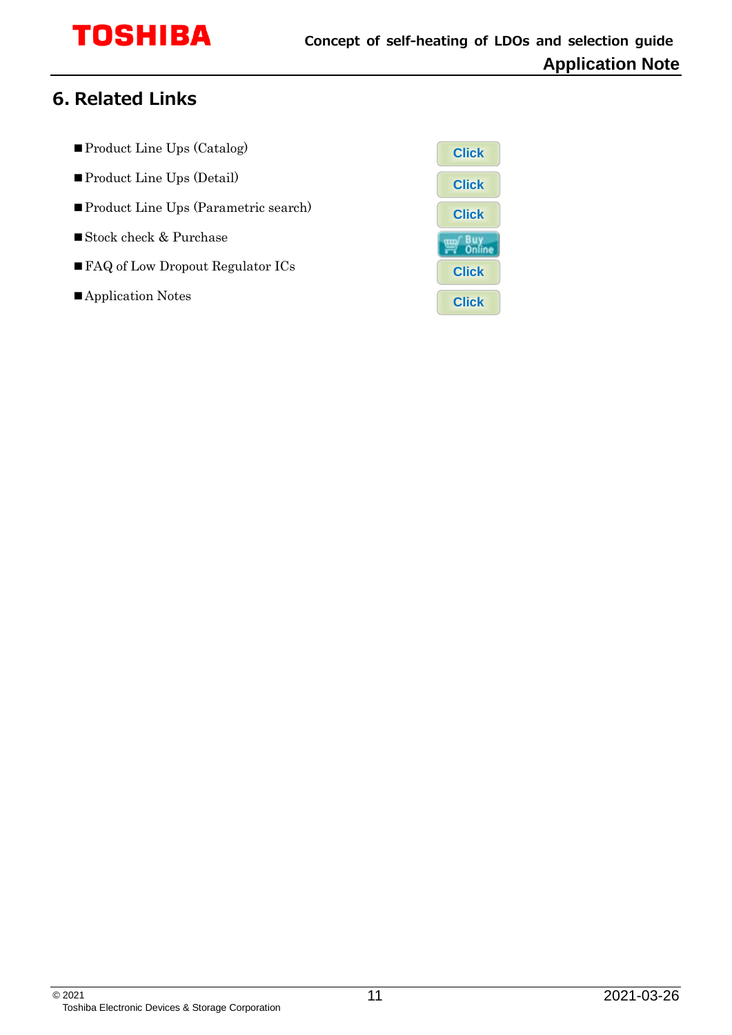## 6. Related Links

- Product Line Ups (Catalog) — Click
- Product Line Ups (Detail) — Click
- Product Line Ups (Parametric search) — Click
- Stock check & Purchase — Buy Online
- FAQ of Low Dropout Regulator ICs — Click
- Application Notes — Click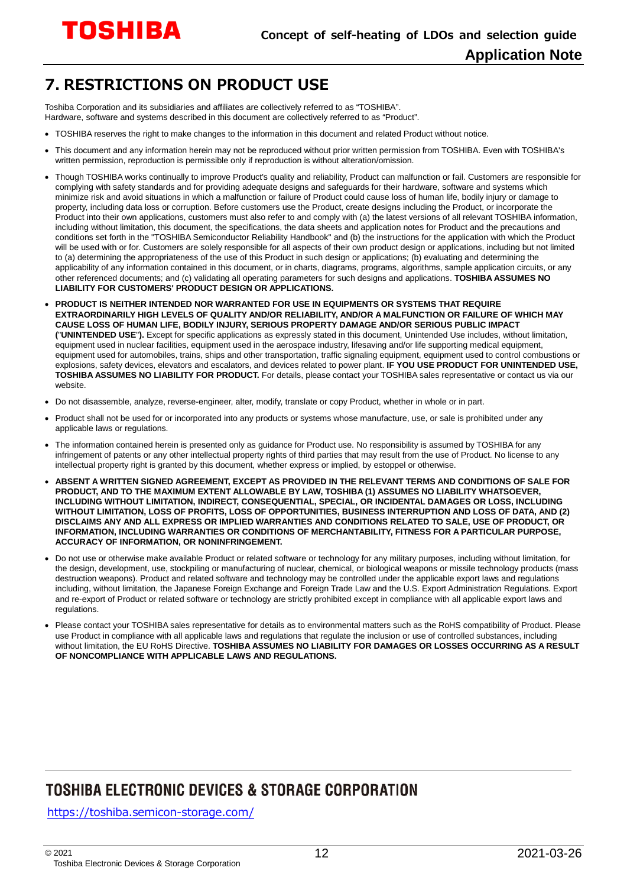# 7. RESTRICTIONS ON PRODUCT USE

Toshiba Corporation and its subsidiaries and affiliates are collectively referred to as "TOSHIBA".
Hardware, software and systems described in this document are collectively referred to as "Product".

- TOSHIBA reserves the right to make changes to the information in this document and related Product without notice.
- This document and any information herein may not be reproduced without prior written permission from TOSHIBA. Even with TOSHIBA's written permission, reproduction is permissible only if reproduction is without alteration/omission.
- Though TOSHIBA works continually to improve Product's quality and reliability, Product can malfunction or fail. Customers are responsible for complying with safety standards and for providing adequate designs and safeguards for their hardware, software and systems which minimize risk and avoid situations in which a malfunction or failure of Product could cause loss of human life, bodily injury or damage to property, including data loss or corruption. Before customers use the Product, create designs including the Product, or incorporate the Product into their own applications, customers must also refer to and comply with (a) the latest versions of all relevant TOSHIBA information, including without limitation, this document, the specifications, the data sheets and application notes for Product and the precautions and conditions set forth in the "TOSHIBA Semiconductor Reliability Handbook" and (b) the instructions for the application with which the Product will be used with or for. Customers are solely responsible for all aspects of their own product design or applications, including but not limited to (a) determining the appropriateness of the use of this Product in such design or applications; (b) evaluating and determining the applicability of any information contained in this document, or in charts, diagrams, programs, algorithms, sample application circuits, or any other referenced documents; and (c) validating all operating parameters for such designs and applications. **TOSHIBA ASSUMES NO LIABILITY FOR CUSTOMERS' PRODUCT DESIGN OR APPLICATIONS.**
- **PRODUCT IS NEITHER INTENDED NOR WARRANTED FOR USE IN EQUIPMENTS OR SYSTEMS THAT REQUIRE EXTRAORDINARILY HIGH LEVELS OF QUALITY AND/OR RELIABILITY, AND/OR A MALFUNCTION OR FAILURE OF WHICH MAY CAUSE LOSS OF HUMAN LIFE, BODILY INJURY, SERIOUS PROPERTY DAMAGE AND/OR SERIOUS PUBLIC IMPACT ("UNINTENDED USE").** Except for specific applications as expressly stated in this document, Unintended Use includes, without limitation, equipment used in nuclear facilities, equipment used in the aerospace industry, lifesaving and/or life supporting medical equipment, equipment used for automobiles, trains, ships and other transportation, traffic signaling equipment, equipment used to control combustions or explosions, safety devices, elevators and escalators, and devices related to power plant. **IF YOU USE PRODUCT FOR UNINTENDED USE, TOSHIBA ASSUMES NO LIABILITY FOR PRODUCT.** For details, please contact your TOSHIBA sales representative or contact us via our website.
- Do not disassemble, analyze, reverse-engineer, alter, modify, translate or copy Product, whether in whole or in part.
- Product shall not be used for or incorporated into any products or systems whose manufacture, use, or sale is prohibited under any applicable laws or regulations.
- The information contained herein is presented only as guidance for Product use. No responsibility is assumed by TOSHIBA for any infringement of patents or any other intellectual property rights of third parties that may result from the use of Product. No license to any intellectual property right is granted by this document, whether express or implied, by estoppel or otherwise.
- **ABSENT A WRITTEN SIGNED AGREEMENT, EXCEPT AS PROVIDED IN THE RELEVANT TERMS AND CONDITIONS OF SALE FOR PRODUCT, AND TO THE MAXIMUM EXTENT ALLOWABLE BY LAW, TOSHIBA (1) ASSUMES NO LIABILITY WHATSOEVER, INCLUDING WITHOUT LIMITATION, INDIRECT, CONSEQUENTIAL, SPECIAL, OR INCIDENTAL DAMAGES OR LOSS, INCLUDING WITHOUT LIMITATION, LOSS OF PROFITS, LOSS OF OPPORTUNITIES, BUSINESS INTERRUPTION AND LOSS OF DATA, AND (2) DISCLAIMS ANY AND ALL EXPRESS OR IMPLIED WARRANTIES AND CONDITIONS RELATED TO SALE, USE OF PRODUCT, OR INFORMATION, INCLUDING WARRANTIES OR CONDITIONS OF MERCHANTABILITY, FITNESS FOR A PARTICULAR PURPOSE, ACCURACY OF INFORMATION, OR NONINFRINGEMENT.**
- Do not use or otherwise make available Product or related software or technology for any military purposes, including without limitation, for the design, development, use, stockpiling or manufacturing of nuclear, chemical, or biological weapons or missile technology products (mass destruction weapons). Product and related software and technology may be controlled under the applicable export laws and regulations including, without limitation, the Japanese Foreign Exchange and Foreign Trade Law and the U.S. Export Administration Regulations. Export and re-export of Product or related software or technology are strictly prohibited except in compliance with all applicable export laws and regulations.
- Please contact your TOSHIBA sales representative for details as to environmental matters such as the RoHS compatibility of Product. Please use Product in compliance with all applicable laws and regulations that regulate the inclusion or use of controlled substances, including without limitation, the EU RoHS Directive. **TOSHIBA ASSUMES NO LIABILITY FOR DAMAGES OR LOSSES OCCURRING AS A RESULT OF NONCOMPLIANCE WITH APPLICABLE LAWS AND REGULATIONS.**

## TOSHIBA ELECTRONIC DEVICES & STORAGE CORPORATION

https://toshiba.semicon-storage.com/